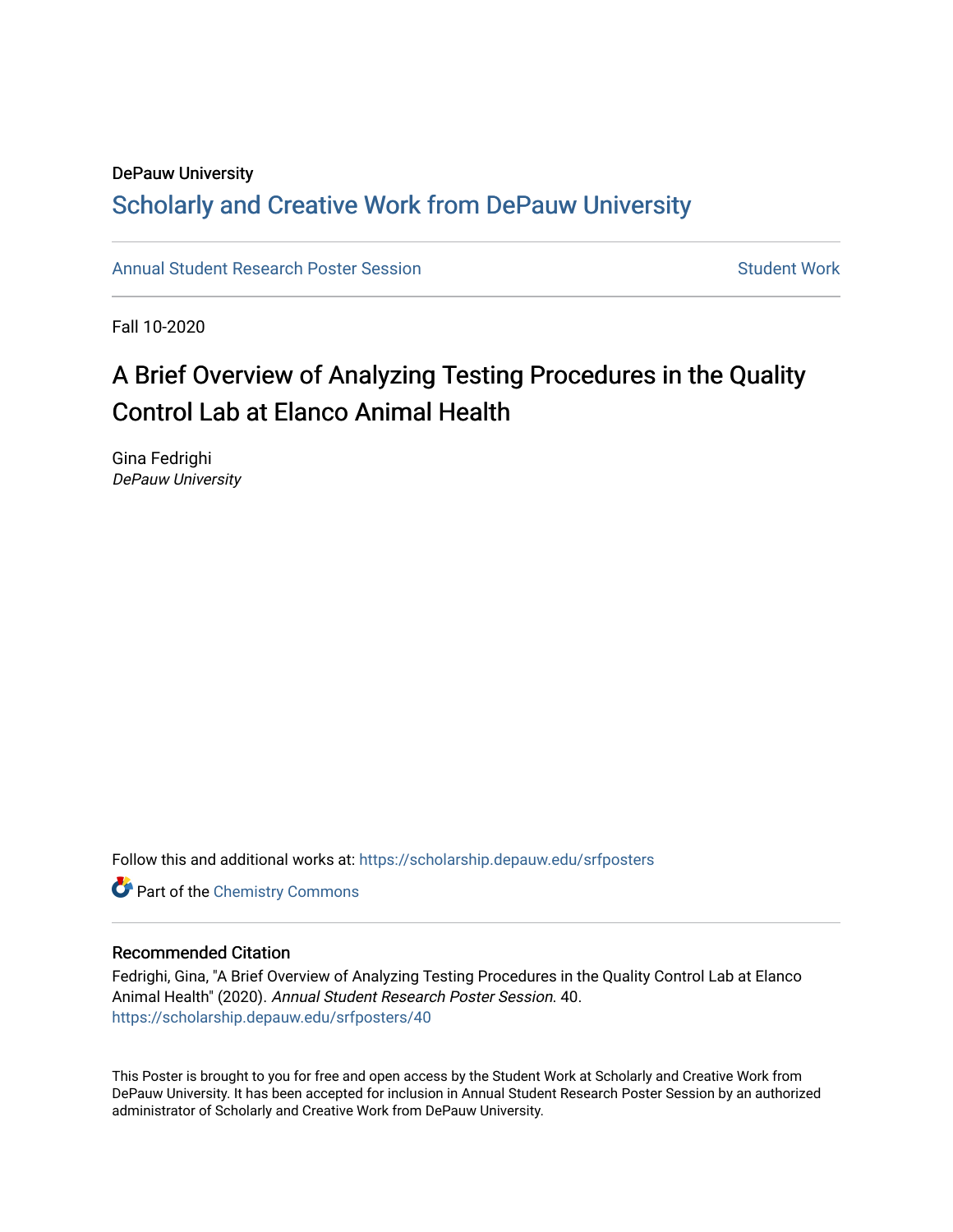DePauw University

## Scholarly and Creative Work from DePauw University

Annual Student Research Poster Session | Student Work

Fall 10-2020

# A Brief Overview of Analyzing Testing Procedures in the Quality Control Lab at Elanco Animal Health

Gina Fedrighi
*DePauw University*

Follow this and additional works at: https://scholarship.depauw.edu/srfposters

Part of the Chemistry Commons

### Recommended Citation

Fedrighi, Gina, "A Brief Overview of Analyzing Testing Procedures in the Quality Control Lab at Elanco Animal Health" (2020). *Annual Student Research Poster Session*. 40.
https://scholarship.depauw.edu/srfposters/40

This Poster is brought to you for free and open access by the Student Work at Scholarly and Creative Work from DePauw University. It has been accepted for inclusion in Annual Student Research Poster Session by an authorized administrator of Scholarly and Creative Work from DePauw University.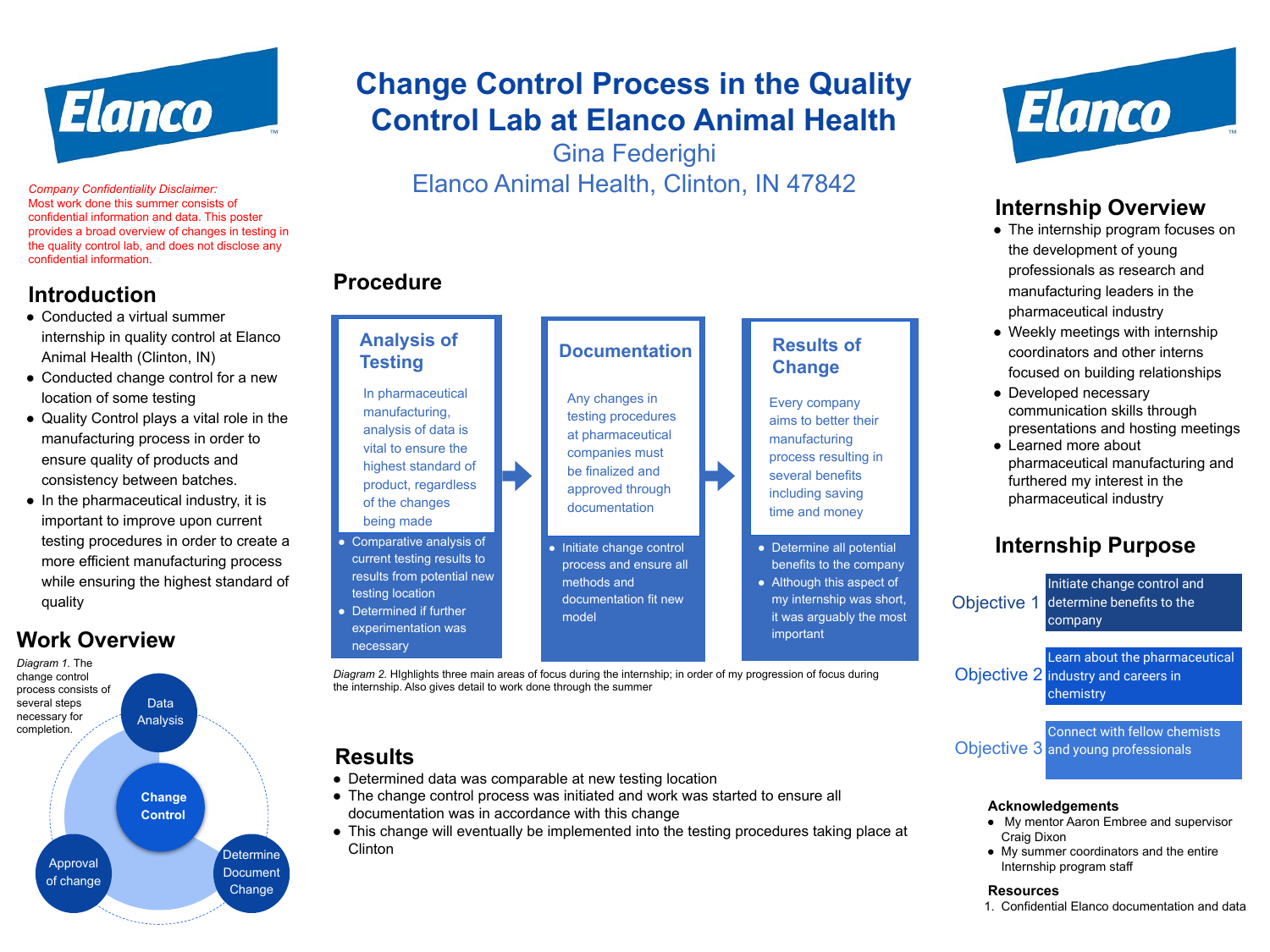# Change Control Process in the Quality Control Lab at Elanco Animal Health

Gina Federighi

Elanco Animal Health, Clinton, IN 47842

*Company Confidentiality Disclaimer:*
Most work done this summer consists of confidential information and data. This poster provides a broad overview of changes in testing in the quality control lab, and does not disclose any confidential information.

## Introduction

- Conducted a virtual summer internship in quality control at Elanco Animal Health (Clinton, IN)
- Conducted change control for a new location of some testing
- Quality Control plays a vital role in the manufacturing process in order to ensure quality of products and consistency between batches.
- In the pharmaceutical industry, it is important to improve upon current testing procedures in order to create a more efficient manufacturing process while ensuring the highest standard of quality

## Work Overview

*Diagram 1.* The change control process consists of several steps necessary for completion.

Change Control

Data Analysis

Determine Document Change

Approval of change

## Procedure

### Analysis of Testing

In pharmaceutical manufacturing, analysis of data is vital to ensure the highest standard of product, regardless of the changes being made

- Comparative analysis of current testing results to results from potential new testing location
- Determined if further experimentation was necessary

### Documentation

Any changes in testing procedures at pharmaceutical companies must be finalized and approved through documentation

- Initiate change control process and ensure all methods and documentation fit new model

### Results of Change

Every company aims to better their manufacturing process resulting in several benefits including saving time and money

- Determine all potential benefits to the company
- Although this aspect of my internship was short, it was arguably the most important

*Diagram 2.* HIghlights three main areas of focus during the internship; in order of my progression of focus during the internship. Also gives detail to work done through the summer

## Results

- Determined data was comparable at new testing location
- The change control process was initiated and work was started to ensure all documentation was in accordance with this change
- This change will eventually be implemented into the testing procedures taking place at Clinton

## Internship Overview

- The internship program focuses on the development of young professionals as research and manufacturing leaders in the pharmaceutical industry
- Weekly meetings with internship coordinators and other interns focused on building relationships
- Developed necessary communication skills through presentations and hosting meetings
- Learned more about pharmaceutical manufacturing and furthered my interest in the pharmaceutical industry

## Internship Purpose

| | |
|---|---|
| Objective 1 | Initiate change control and determine benefits to the company |
| Objective 2 | Learn about the pharmaceutical industry and careers in chemistry |
| Objective 3 | Connect with fellow chemists and young professionals |

### Acknowledgements

- My mentor Aaron Embree and supervisor Craig Dixon
- My summer coordinators and the entire Internship program staff

### Resources

1. Confidential Elanco documentation and data